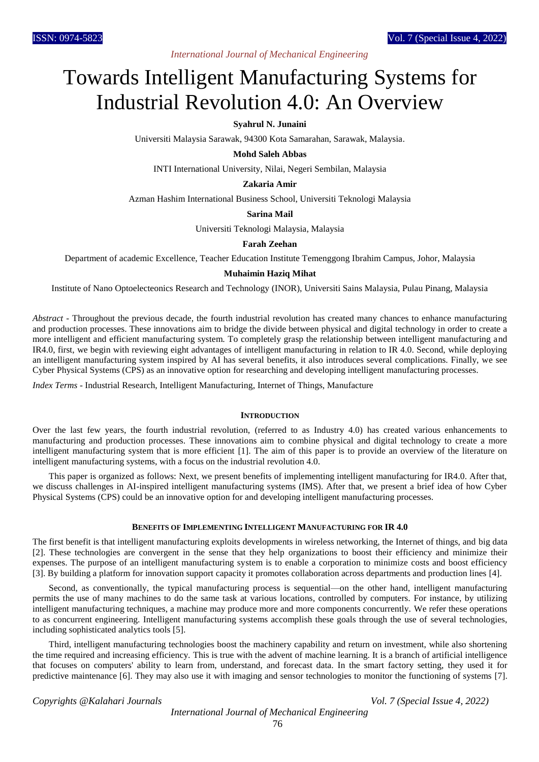# Towards Intelligent Manufacturing Systems for Industrial Revolution 4.0: An Overview

**Syahrul N. Junaini**

Universiti Malaysia Sarawak, 94300 Kota Samarahan, Sarawak, Malaysia.

**Mohd Saleh Abbas**

INTI International University, Nilai, Negeri Sembilan, Malaysia

**Zakaria Amir**

Azman Hashim International Business School, Universiti Teknologi Malaysia

**Sarina Mail**

Universiti Teknologi Malaysia, Malaysia

**Farah Zeehan**

Department of academic Excellence, Teacher Education Institute Temenggong Ibrahim Campus, Johor, Malaysia

**Muhaimin Haziq Mihat**

Institute of Nano Optoelecteonics Research and Technology (INOR), Universiti Sains Malaysia, Pulau Pinang, Malaysia

*Abstract* - Throughout the previous decade, the fourth industrial revolution has created many chances to enhance manufacturing and production processes. These innovations aim to bridge the divide between physical and digital technology in order to create a more intelligent and efficient manufacturing system. To completely grasp the relationship between intelligent manufacturing and IR4.0, first, we begin with reviewing eight advantages of intelligent manufacturing in relation to IR 4.0. Second, while deploying an intelligent manufacturing system inspired by AI has several benefits, it also introduces several complications. Finally, we see Cyber Physical Systems (CPS) as an innovative option for researching and developing intelligent manufacturing processes.

*Index Terms* - Industrial Research, Intelligent Manufacturing, Internet of Things, Manufacture

## INTRODUCTION

Over the last few years, the fourth industrial revolution, (referred to as Industry 4.0) has created various enhancements to manufacturing and production processes. These innovations aim to combine physical and digital technology to create a more intelligent manufacturing system that is more efficient [1]. The aim of this paper is to provide an overview of the literature on intelligent manufacturing systems, with a focus on the industrial revolution 4.0.

This paper is organized as follows: Next, we present benefits of implementing intelligent manufacturing for IR4.0. After that, we discuss challenges in AI-inspired intelligent manufacturing systems (IMS). After that, we present a brief idea of how Cyber Physical Systems (CPS) could be an innovative option for and developing intelligent manufacturing processes.

## BENEFITS OF IMPLEMENTING INTELLIGENT MANUFACTURING FOR IR 4.0

The first benefit is that intelligent manufacturing exploits developments in wireless networking, the Internet of things, and big data [2]. These technologies are convergent in the sense that they help organizations to boost their efficiency and minimize their expenses. The purpose of an intelligent manufacturing system is to enable a corporation to minimize costs and boost efficiency [3]. By building a platform for innovation support capacity it promotes collaboration across departments and production lines [4].

Second, as conventionally, the typical manufacturing process is sequential—on the other hand, intelligent manufacturing permits the use of many machines to do the same task at various locations, controlled by computers. For instance, by utilizing intelligent manufacturing techniques, a machine may produce more and more components concurrently. We refer these operations to as concurrent engineering. Intelligent manufacturing systems accomplish these goals through the use of several technologies, including sophisticated analytics tools [5].

Third, intelligent manufacturing technologies boost the machinery capability and return on investment, while also shortening the time required and increasing efficiency. This is true with the advent of machine learning. It is a branch of artificial intelligence that focuses on computers' ability to learn from, understand, and forecast data. In the smart factory setting, they used it for predictive maintenance [6]. They may also use it with imaging and sensor technologies to monitor the functioning of systems [7].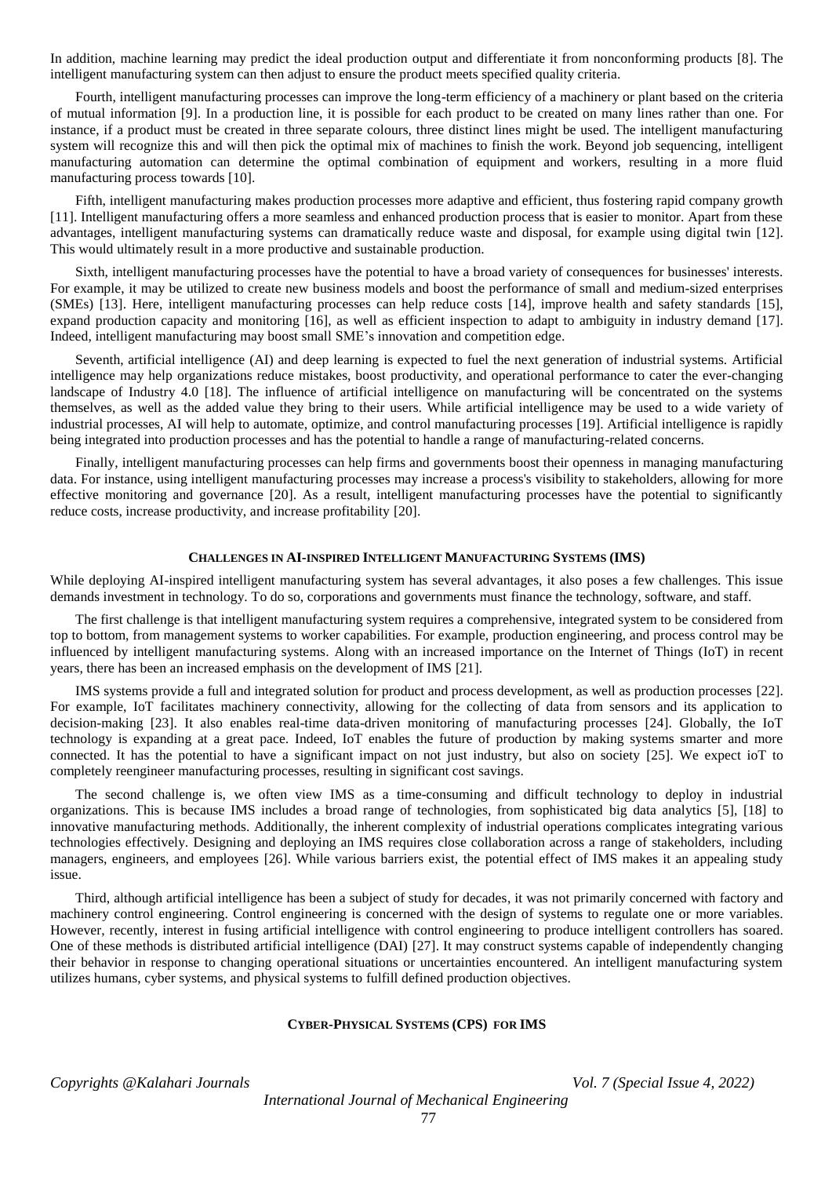In addition, machine learning may predict the ideal production output and differentiate it from nonconforming products [8]. The intelligent manufacturing system can then adjust to ensure the product meets specified quality criteria.

Fourth, intelligent manufacturing processes can improve the long-term efficiency of a machinery or plant based on the criteria of mutual information [9]. In a production line, it is possible for each product to be created on many lines rather than one. For instance, if a product must be created in three separate colours, three distinct lines might be used. The intelligent manufacturing system will recognize this and will then pick the optimal mix of machines to finish the work. Beyond job sequencing, intelligent manufacturing automation can determine the optimal combination of equipment and workers, resulting in a more fluid manufacturing process towards [10].

Fifth, intelligent manufacturing makes production processes more adaptive and efficient, thus fostering rapid company growth [11]. Intelligent manufacturing offers a more seamless and enhanced production process that is easier to monitor. Apart from these advantages, intelligent manufacturing systems can dramatically reduce waste and disposal, for example using digital twin [12]. This would ultimately result in a more productive and sustainable production.

Sixth, intelligent manufacturing processes have the potential to have a broad variety of consequences for businesses' interests. For example, it may be utilized to create new business models and boost the performance of small and medium-sized enterprises (SMEs) [13]. Here, intelligent manufacturing processes can help reduce costs [14], improve health and safety standards [15], expand production capacity and monitoring [16], as well as efficient inspection to adapt to ambiguity in industry demand [17]. Indeed, intelligent manufacturing may boost small SME's innovation and competition edge.

Seventh, artificial intelligence (AI) and deep learning is expected to fuel the next generation of industrial systems. Artificial intelligence may help organizations reduce mistakes, boost productivity, and operational performance to cater the ever-changing landscape of Industry 4.0 [18]. The influence of artificial intelligence on manufacturing will be concentrated on the systems themselves, as well as the added value they bring to their users. While artificial intelligence may be used to a wide variety of industrial processes, AI will help to automate, optimize, and control manufacturing processes [19]. Artificial intelligence is rapidly being integrated into production processes and has the potential to handle a range of manufacturing-related concerns.

Finally, intelligent manufacturing processes can help firms and governments boost their openness in managing manufacturing data. For instance, using intelligent manufacturing processes may increase a process's visibility to stakeholders, allowing for more effective monitoring and governance [20]. As a result, intelligent manufacturing processes have the potential to significantly reduce costs, increase productivity, and increase profitability [20].

## CHALLENGES IN AI-INSPIRED INTELLIGENT MANUFACTURING SYSTEMS (IMS)

While deploying AI-inspired intelligent manufacturing system has several advantages, it also poses a few challenges. This issue demands investment in technology. To do so, corporations and governments must finance the technology, software, and staff.

The first challenge is that intelligent manufacturing system requires a comprehensive, integrated system to be considered from top to bottom, from management systems to worker capabilities. For example, production engineering, and process control may be influenced by intelligent manufacturing systems. Along with an increased importance on the Internet of Things (IoT) in recent years, there has been an increased emphasis on the development of IMS [21].

IMS systems provide a full and integrated solution for product and process development, as well as production processes [22]. For example, IoT facilitates machinery connectivity, allowing for the collecting of data from sensors and its application to decision-making [23]. It also enables real-time data-driven monitoring of manufacturing processes [24]. Globally, the IoT technology is expanding at a great pace. Indeed, IoT enables the future of production by making systems smarter and more connected. It has the potential to have a significant impact on not just industry, but also on society [25]. We expect ioT to completely reengineer manufacturing processes, resulting in significant cost savings.

The second challenge is, we often view IMS as a time-consuming and difficult technology to deploy in industrial organizations. This is because IMS includes a broad range of technologies, from sophisticated big data analytics [5], [18] to innovative manufacturing methods. Additionally, the inherent complexity of industrial operations complicates integrating various technologies effectively. Designing and deploying an IMS requires close collaboration across a range of stakeholders, including managers, engineers, and employees [26]. While various barriers exist, the potential effect of IMS makes it an appealing study issue.

Third, although artificial intelligence has been a subject of study for decades, it was not primarily concerned with factory and machinery control engineering. Control engineering is concerned with the design of systems to regulate one or more variables. However, recently, interest in fusing artificial intelligence with control engineering to produce intelligent controllers has soared. One of these methods is distributed artificial intelligence (DAI) [27]. It may construct systems capable of independently changing their behavior in response to changing operational situations or uncertainties encountered. An intelligent manufacturing system utilizes humans, cyber systems, and physical systems to fulfill defined production objectives.

## CYBER-PHYSICAL SYSTEMS (CPS) FOR IMS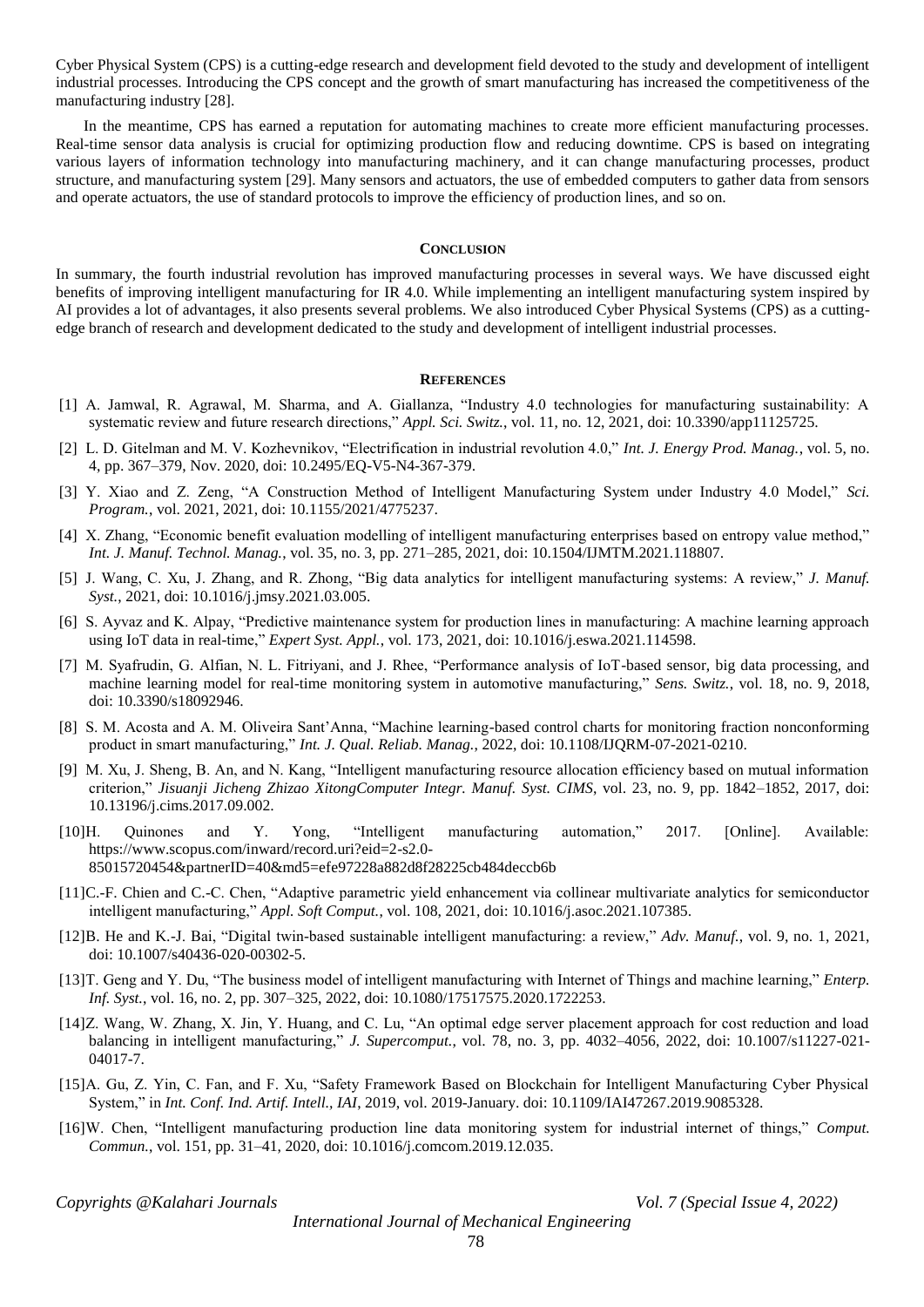Cyber Physical System (CPS) is a cutting-edge research and development field devoted to the study and development of intelligent industrial processes. Introducing the CPS concept and the growth of smart manufacturing has increased the competitiveness of the manufacturing industry [28].

In the meantime, CPS has earned a reputation for automating machines to create more efficient manufacturing processes. Real-time sensor data analysis is crucial for optimizing production flow and reducing downtime. CPS is based on integrating various layers of information technology into manufacturing machinery, and it can change manufacturing processes, product structure, and manufacturing system [29]. Many sensors and actuators, the use of embedded computers to gather data from sensors and operate actuators, the use of standard protocols to improve the efficiency of production lines, and so on.

## CONCLUSION

In summary, the fourth industrial revolution has improved manufacturing processes in several ways. We have discussed eight benefits of improving intelligent manufacturing for IR 4.0. While implementing an intelligent manufacturing system inspired by AI provides a lot of advantages, it also presents several problems. We also introduced Cyber Physical Systems (CPS) as a cutting-edge branch of research and development dedicated to the study and development of intelligent industrial processes.

## REFERENCES

[1] A. Jamwal, R. Agrawal, M. Sharma, and A. Giallanza, "Industry 4.0 technologies for manufacturing sustainability: A systematic review and future research directions," *Appl. Sci. Switz.*, vol. 11, no. 12, 2021, doi: 10.3390/app11125725.

[2] L. D. Gitelman and M. V. Kozhevnikov, "Electrification in industrial revolution 4.0," *Int. J. Energy Prod. Manag.*, vol. 5, no. 4, pp. 367–379, Nov. 2020, doi: 10.2495/EQ-V5-N4-367-379.

[3] Y. Xiao and Z. Zeng, "A Construction Method of Intelligent Manufacturing System under Industry 4.0 Model," *Sci. Program.*, vol. 2021, 2021, doi: 10.1155/2021/4775237.

[4] X. Zhang, "Economic benefit evaluation modelling of intelligent manufacturing enterprises based on entropy value method," *Int. J. Manuf. Technol. Manag.*, vol. 35, no. 3, pp. 271–285, 2021, doi: 10.1504/IJMTM.2021.118807.

[5] J. Wang, C. Xu, J. Zhang, and R. Zhong, "Big data analytics for intelligent manufacturing systems: A review," *J. Manuf. Syst.*, 2021, doi: 10.1016/j.jmsy.2021.03.005.

[6] S. Ayvaz and K. Alpay, "Predictive maintenance system for production lines in manufacturing: A machine learning approach using IoT data in real-time," *Expert Syst. Appl.*, vol. 173, 2021, doi: 10.1016/j.eswa.2021.114598.

[7] M. Syafrudin, G. Alfian, N. L. Fitriyani, and J. Rhee, "Performance analysis of IoT-based sensor, big data processing, and machine learning model for real-time monitoring system in automotive manufacturing," *Sens. Switz.*, vol. 18, no. 9, 2018, doi: 10.3390/s18092946.

[8] S. M. Acosta and A. M. Oliveira Sant'Anna, "Machine learning-based control charts for monitoring fraction nonconforming product in smart manufacturing," *Int. J. Qual. Reliab. Manag.*, 2022, doi: 10.1108/IJQRM-07-2021-0210.

[9] M. Xu, J. Sheng, B. An, and N. Kang, "Intelligent manufacturing resource allocation efficiency based on mutual information criterion," *Jisuanji Jicheng Zhizao XitongComputer Integr. Manuf. Syst. CIMS*, vol. 23, no. 9, pp. 1842–1852, 2017, doi: 10.13196/j.cims.2017.09.002.

[10] H. Quinones and Y. Yong, "Intelligent manufacturing automation," 2017. [Online]. Available: https://www.scopus.com/inward/record.uri?eid=2-s2.0-85015720454&partnerID=40&md5=efe97228a882d8f28225cb484deccb6b

[11] C.-F. Chien and C.-C. Chen, "Adaptive parametric yield enhancement via collinear multivariate analytics for semiconductor intelligent manufacturing," *Appl. Soft Comput.*, vol. 108, 2021, doi: 10.1016/j.asoc.2021.107385.

[12] B. He and K.-J. Bai, "Digital twin-based sustainable intelligent manufacturing: a review," *Adv. Manuf.*, vol. 9, no. 1, 2021, doi: 10.1007/s40436-020-00302-5.

[13] T. Geng and Y. Du, "The business model of intelligent manufacturing with Internet of Things and machine learning," *Enterp. Inf. Syst.*, vol. 16, no. 2, pp. 307–325, 2022, doi: 10.1080/17517575.2020.1722253.

[14] Z. Wang, W. Zhang, X. Jin, Y. Huang, and C. Lu, "An optimal edge server placement approach for cost reduction and load balancing in intelligent manufacturing," *J. Supercomput.*, vol. 78, no. 3, pp. 4032–4056, 2022, doi: 10.1007/s11227-021-04017-7.

[15] A. Gu, Z. Yin, C. Fan, and F. Xu, "Safety Framework Based on Blockchain for Intelligent Manufacturing Cyber Physical System," in *Int. Conf. Ind. Artif. Intell., IAI*, 2019, vol. 2019-January. doi: 10.1109/IAI47267.2019.9085328.

[16] W. Chen, "Intelligent manufacturing production line data monitoring system for industrial internet of things," *Comput. Commun.*, vol. 151, pp. 31–41, 2020, doi: 10.1016/j.comcom.2019.12.035.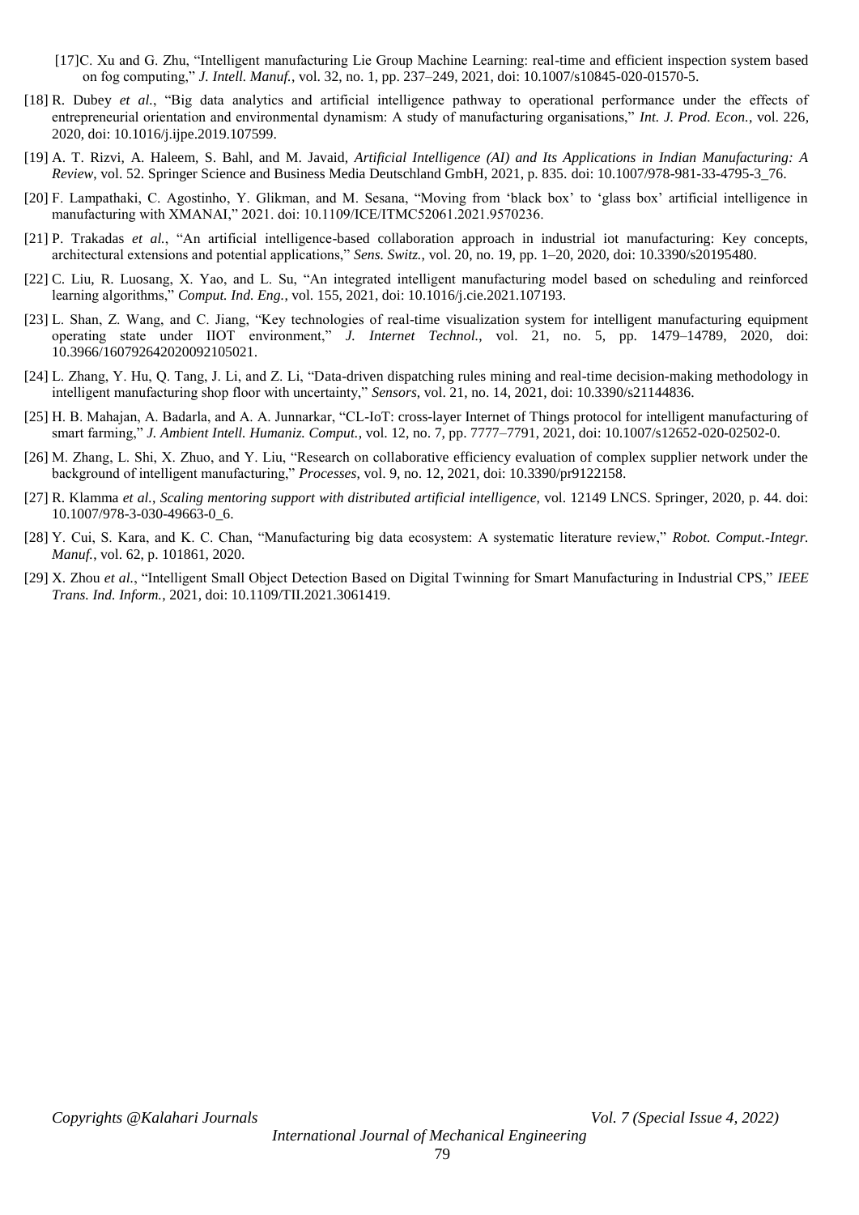[17]C. Xu and G. Zhu, "Intelligent manufacturing Lie Group Machine Learning: real-time and efficient inspection system based on fog computing," *J. Intell. Manuf.*, vol. 32, no. 1, pp. 237–249, 2021, doi: 10.1007/s10845-020-01570-5.

[18] R. Dubey *et al.*, "Big data analytics and artificial intelligence pathway to operational performance under the effects of entrepreneurial orientation and environmental dynamism: A study of manufacturing organisations," *Int. J. Prod. Econ.*, vol. 226, 2020, doi: 10.1016/j.ijpe.2019.107599.

[19] A. T. Rizvi, A. Haleem, S. Bahl, and M. Javaid, *Artificial Intelligence (AI) and Its Applications in Indian Manufacturing: A Review*, vol. 52. Springer Science and Business Media Deutschland GmbH, 2021, p. 835. doi: 10.1007/978-981-33-4795-3_76.

[20] F. Lampathaki, C. Agostinho, Y. Glikman, and M. Sesana, "Moving from 'black box' to 'glass box' artificial intelligence in manufacturing with XMANAI," 2021. doi: 10.1109/ICE/ITMC52061.2021.9570236.

[21] P. Trakadas *et al.*, "An artificial intelligence-based collaboration approach in industrial iot manufacturing: Key concepts, architectural extensions and potential applications," *Sens. Switz.*, vol. 20, no. 19, pp. 1–20, 2020, doi: 10.3390/s20195480.

[22] C. Liu, R. Luosang, X. Yao, and L. Su, "An integrated intelligent manufacturing model based on scheduling and reinforced learning algorithms," *Comput. Ind. Eng.*, vol. 155, 2021, doi: 10.1016/j.cie.2021.107193.

[23] L. Shan, Z. Wang, and C. Jiang, "Key technologies of real-time visualization system for intelligent manufacturing equipment operating state under IIOT environment," *J. Internet Technol.*, vol. 21, no. 5, pp. 1479–14789, 2020, doi: 10.3966/160792642020092105021.

[24] L. Zhang, Y. Hu, Q. Tang, J. Li, and Z. Li, "Data-driven dispatching rules mining and real-time decision-making methodology in intelligent manufacturing shop floor with uncertainty," *Sensors*, vol. 21, no. 14, 2021, doi: 10.3390/s21144836.

[25] H. B. Mahajan, A. Badarla, and A. A. Junnarkar, "CL-IoT: cross-layer Internet of Things protocol for intelligent manufacturing of smart farming," *J. Ambient Intell. Humaniz. Comput.*, vol. 12, no. 7, pp. 7777–7791, 2021, doi: 10.1007/s12652-020-02502-0.

[26] M. Zhang, L. Shi, X. Zhuo, and Y. Liu, "Research on collaborative efficiency evaluation of complex supplier network under the background of intelligent manufacturing," *Processes*, vol. 9, no. 12, 2021, doi: 10.3390/pr9122158.

[27] R. Klamma *et al.*, *Scaling mentoring support with distributed artificial intelligence*, vol. 12149 LNCS. Springer, 2020, p. 44. doi: 10.1007/978-3-030-49663-0_6.

[28] Y. Cui, S. Kara, and K. C. Chan, "Manufacturing big data ecosystem: A systematic literature review," *Robot. Comput.-Integr. Manuf.*, vol. 62, p. 101861, 2020.

[29] X. Zhou *et al.*, "Intelligent Small Object Detection Based on Digital Twinning for Smart Manufacturing in Industrial CPS," *IEEE Trans. Ind. Inform.*, 2021, doi: 10.1109/TII.2021.3061419.